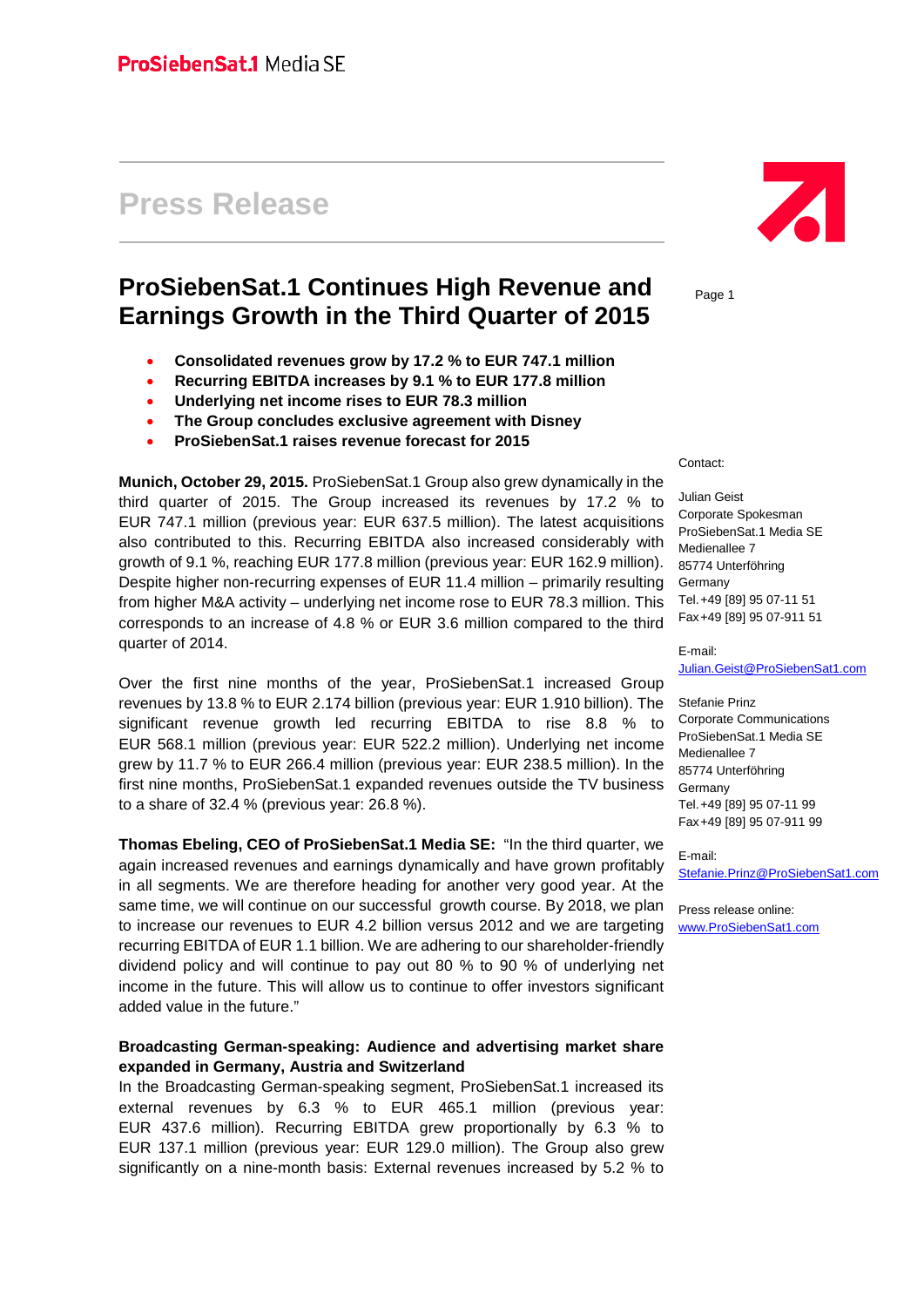ProSiebenSat.1 Media SE

# Press Release

## ProSiebenSat.1 Continues High Revenue and Earnings Growth in the Third Quarter of 2015

- **Consolidated revenues grow by 17.2 % to EUR 747.1 million**
- **Recurring EBITDA increases by 9.1 % to EUR 177.8 million**
- **Underlying net income rises to EUR 78.3 million**
- **The Group concludes exclusive agreement with Disney**
- **ProSiebenSat.1 raises revenue forecast for 2015**

**Munich, October 29, 2015.** ProSiebenSat.1 Group also grew dynamically in the third quarter of 2015. The Group increased its revenues by 17.2 % to EUR 747.1 million (previous year: EUR 637.5 million). The latest acquisitions also contributed to this. Recurring EBITDA also increased considerably with growth of 9.1 %, reaching EUR 177.8 million (previous year: EUR 162.9 million). Despite higher non-recurring expenses of EUR 11.4 million – primarily resulting from higher M&A activity – underlying net income rose to EUR 78.3 million. This corresponds to an increase of 4.8 % or EUR 3.6 million compared to the third quarter of 2014.

Over the first nine months of the year, ProSiebenSat.1 increased Group revenues by 13.8 % to EUR 2.174 billion (previous year: EUR 1.910 billion). The significant revenue growth led recurring EBITDA to rise 8.8 % to EUR 568.1 million (previous year: EUR 522.2 million). Underlying net income grew by 11.7 % to EUR 266.4 million (previous year: EUR 238.5 million). In the first nine months, ProSiebenSat.1 expanded revenues outside the TV business to a share of 32.4 % (previous year: 26.8 %).

**Thomas Ebeling, CEO of ProSiebenSat.1 Media SE:** "In the third quarter, we again increased revenues and earnings dynamically and have grown profitably in all segments. We are therefore heading for another very good year. At the same time, we will continue on our successful growth course. By 2018, we plan to increase our revenues to EUR 4.2 billion versus 2012 and we are targeting recurring EBITDA of EUR 1.1 billion. We are adhering to our shareholder-friendly dividend policy and will continue to pay out 80 % to 90 % of underlying net income in the future. This will allow us to continue to offer investors significant added value in the future."

**Broadcasting German-speaking: Audience and advertising market share expanded in Germany, Austria and Switzerland**

In the Broadcasting German-speaking segment, ProSiebenSat.1 increased its external revenues by 6.3 % to EUR 465.1 million (previous year: EUR 437.6 million). Recurring EBITDA grew proportionally by 6.3 % to EUR 137.1 million (previous year: EUR 129.0 million). The Group also grew significantly on a nine-month basis: External revenues increased by 5.2 % to

Contact:

Julian Geist
Corporate Spokesman
ProSiebenSat.1 Media SE
Medienallee 7
85774 Unterföhring
Germany
Tel. +49 [89] 95 07-11 51
Fax +49 [89] 95 07-911 51

E-mail:
Julian.Geist@ProSiebenSat1.com

Stefanie Prinz
Corporate Communications
ProSiebenSat.1 Media SE
Medienallee 7
85774 Unterföhring
Germany
Tel. +49 [89] 95 07-11 99
Fax +49 [89] 95 07-911 99

E-mail:
Stefanie.Prinz@ProSiebenSat1.com

Press release online:
www.ProSiebenSat1.com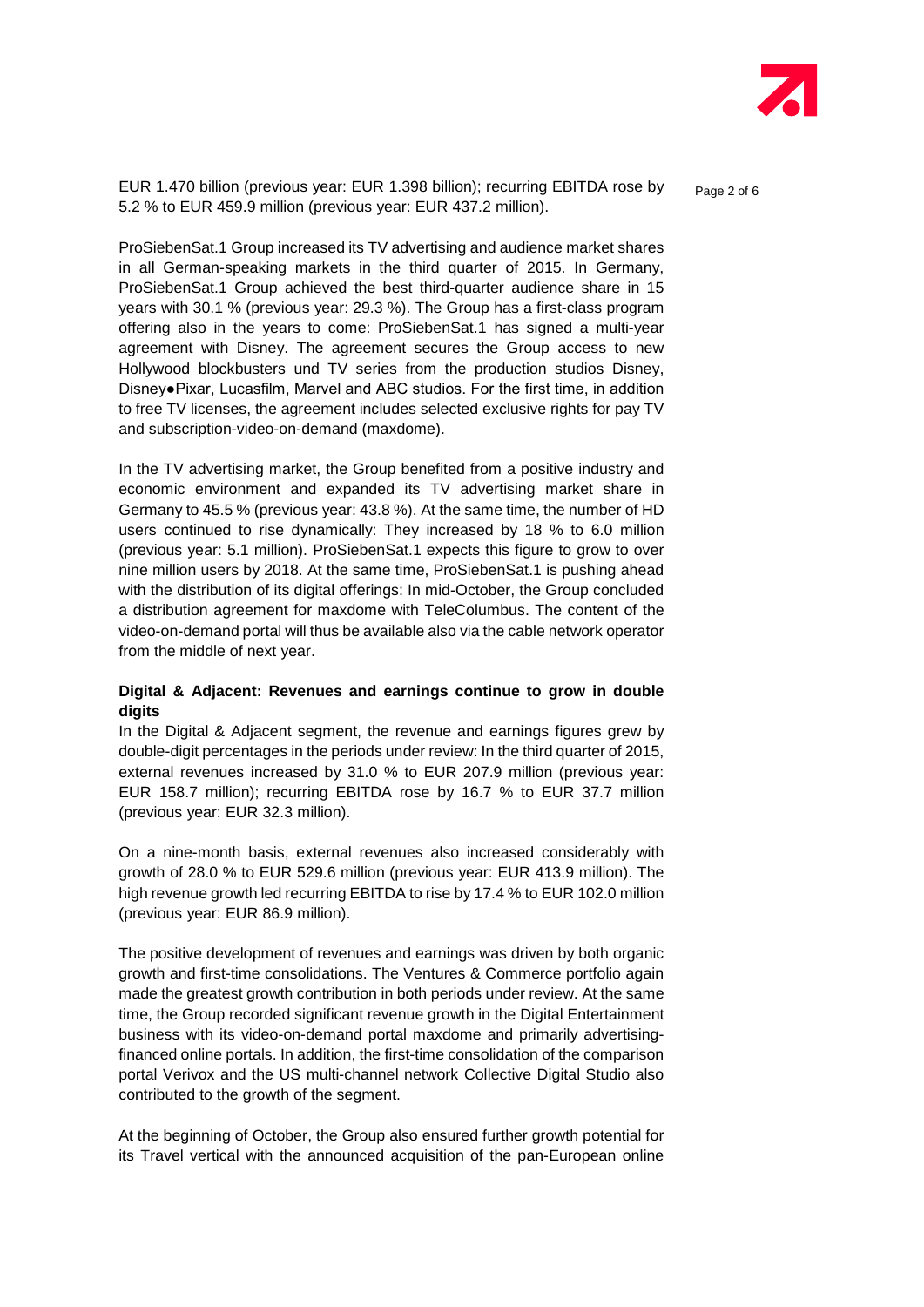EUR 1.470 billion (previous year: EUR 1.398 billion); recurring EBITDA rose by 5.2 % to EUR 459.9 million (previous year: EUR 437.2 million).

ProSiebenSat.1 Group increased its TV advertising and audience market shares in all German-speaking markets in the third quarter of 2015. In Germany, ProSiebenSat.1 Group achieved the best third-quarter audience share in 15 years with 30.1 % (previous year: 29.3 %). The Group has a first-class program offering also in the years to come: ProSiebenSat.1 has signed a multi-year agreement with Disney. The agreement secures the Group access to new Hollywood blockbusters und TV series from the production studios Disney, Disney●Pixar, Lucasfilm, Marvel and ABC studios. For the first time, in addition to free TV licenses, the agreement includes selected exclusive rights for pay TV and subscription-video-on-demand (maxdome).

In the TV advertising market, the Group benefited from a positive industry and economic environment and expanded its TV advertising market share in Germany to 45.5 % (previous year: 43.8 %). At the same time, the number of HD users continued to rise dynamically: They increased by 18 % to 6.0 million (previous year: 5.1 million). ProSiebenSat.1 expects this figure to grow to over nine million users by 2018. At the same time, ProSiebenSat.1 is pushing ahead with the distribution of its digital offerings: In mid-October, the Group concluded a distribution agreement for maxdome with TeleColumbus. The content of the video-on-demand portal will thus be available also via the cable network operator from the middle of next year.

**Digital & Adjacent: Revenues and earnings continue to grow in double digits**

In the Digital & Adjacent segment, the revenue and earnings figures grew by double-digit percentages in the periods under review: In the third quarter of 2015, external revenues increased by 31.0 % to EUR 207.9 million (previous year: EUR 158.7 million); recurring EBITDA rose by 16.7 % to EUR 37.7 million (previous year: EUR 32.3 million).

On a nine-month basis, external revenues also increased considerably with growth of 28.0 % to EUR 529.6 million (previous year: EUR 413.9 million). The high revenue growth led recurring EBITDA to rise by 17.4 % to EUR 102.0 million (previous year: EUR 86.9 million).

The positive development of revenues and earnings was driven by both organic growth and first-time consolidations. The Ventures & Commerce portfolio again made the greatest growth contribution in both periods under review. At the same time, the Group recorded significant revenue growth in the Digital Entertainment business with its video-on-demand portal maxdome and primarily advertising-financed online portals. In addition, the first-time consolidation of the comparison portal Verivox and the US multi-channel network Collective Digital Studio also contributed to the growth of the segment.

At the beginning of October, the Group also ensured further growth potential for its Travel vertical with the announced acquisition of the pan-European online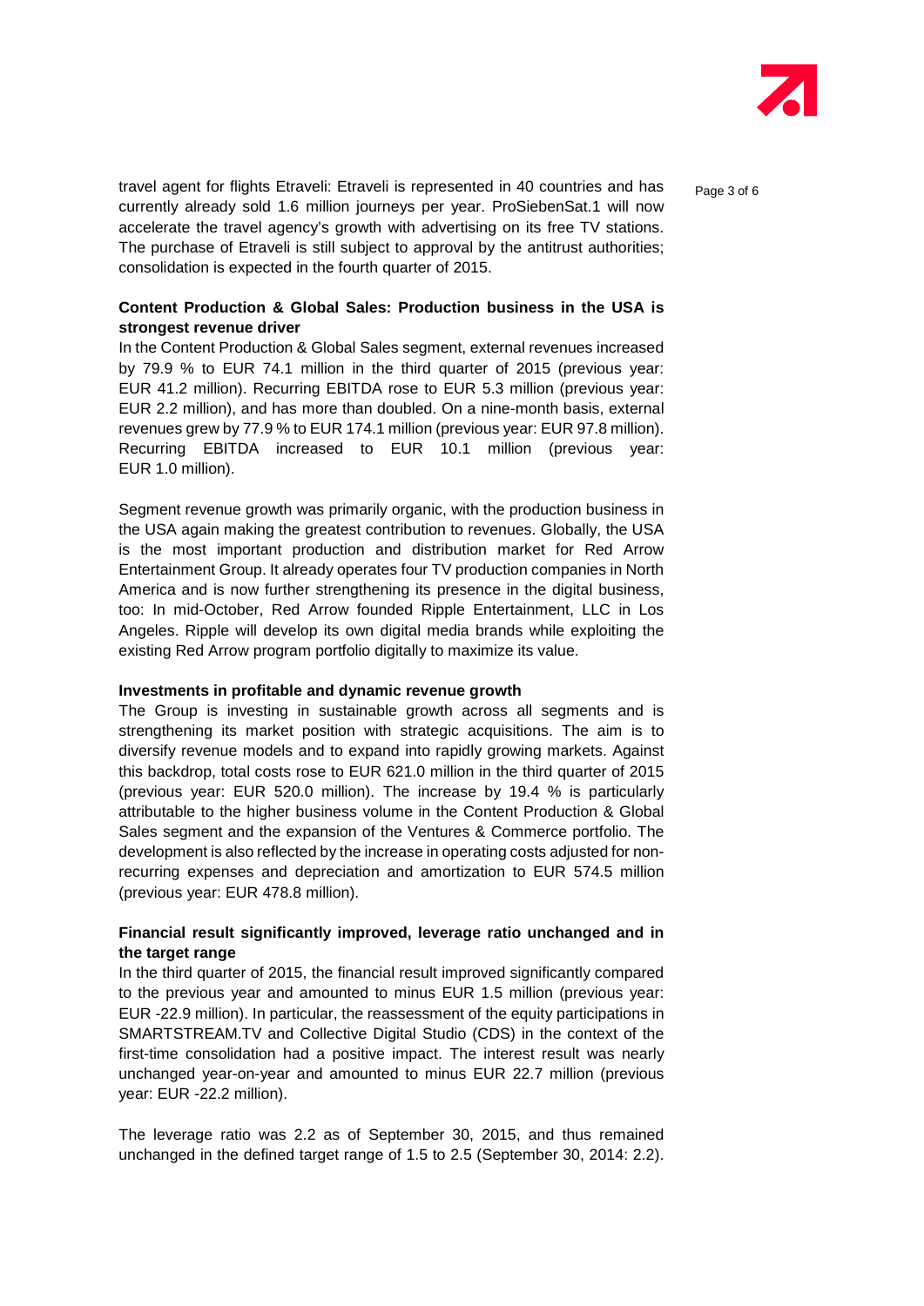travel agent for flights Etraveli: Etraveli is represented in 40 countries and has currently already sold 1.6 million journeys per year. ProSiebenSat.1 will now accelerate the travel agency's growth with advertising on its free TV stations. The purchase of Etraveli is still subject to approval by the antitrust authorities; consolidation is expected in the fourth quarter of 2015.

**Content Production & Global Sales: Production business in the USA is strongest revenue driver**

In the Content Production & Global Sales segment, external revenues increased by 79.9 % to EUR 74.1 million in the third quarter of 2015 (previous year: EUR 41.2 million). Recurring EBITDA rose to EUR 5.3 million (previous year: EUR 2.2 million), and has more than doubled. On a nine-month basis, external revenues grew by 77.9 % to EUR 174.1 million (previous year: EUR 97.8 million). Recurring EBITDA increased to EUR 10.1 million (previous year: EUR 1.0 million).

Segment revenue growth was primarily organic, with the production business in the USA again making the greatest contribution to revenues. Globally, the USA is the most important production and distribution market for Red Arrow Entertainment Group. It already operates four TV production companies in North America and is now further strengthening its presence in the digital business, too: In mid-October, Red Arrow founded Ripple Entertainment, LLC in Los Angeles. Ripple will develop its own digital media brands while exploiting the existing Red Arrow program portfolio digitally to maximize its value.

**Investments in profitable and dynamic revenue growth**

The Group is investing in sustainable growth across all segments and is strengthening its market position with strategic acquisitions. The aim is to diversify revenue models and to expand into rapidly growing markets. Against this backdrop, total costs rose to EUR 621.0 million in the third quarter of 2015 (previous year: EUR 520.0 million). The increase by 19.4 % is particularly attributable to the higher business volume in the Content Production & Global Sales segment and the expansion of the Ventures & Commerce portfolio. The development is also reflected by the increase in operating costs adjusted for non-recurring expenses and depreciation and amortization to EUR 574.5 million (previous year: EUR 478.8 million).

**Financial result significantly improved, leverage ratio unchanged and in the target range**

In the third quarter of 2015, the financial result improved significantly compared to the previous year and amounted to minus EUR 1.5 million (previous year: EUR -22.9 million). In particular, the reassessment of the equity participations in SMARTSTREAM.TV and Collective Digital Studio (CDS) in the context of the first-time consolidation had a positive impact. The interest result was nearly unchanged year-on-year and amounted to minus EUR 22.7 million (previous year: EUR -22.2 million).

The leverage ratio was 2.2 as of September 30, 2015, and thus remained unchanged in the defined target range of 1.5 to 2.5 (September 30, 2014: 2.2).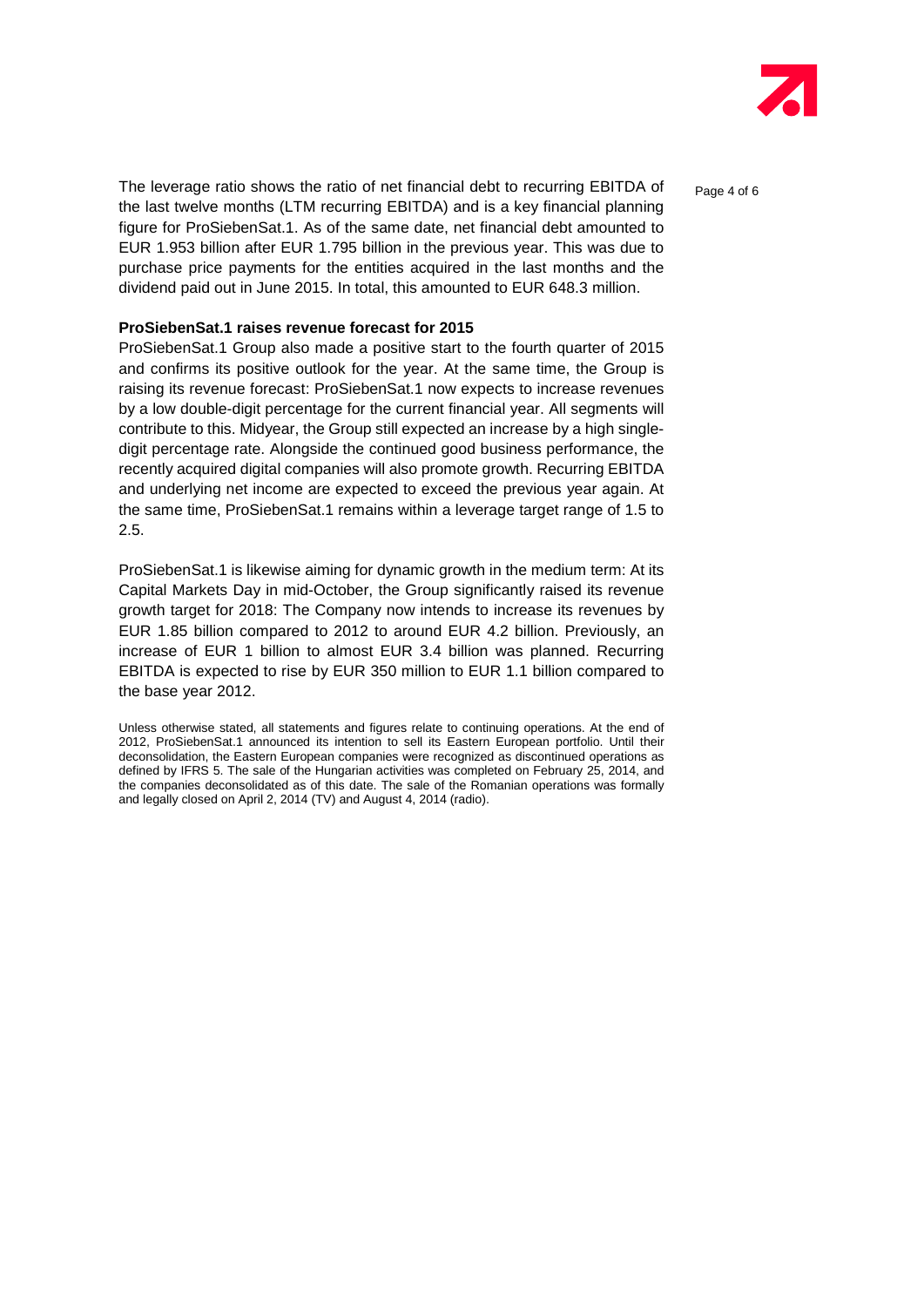The leverage ratio shows the ratio of net financial debt to recurring EBITDA of the last twelve months (LTM recurring EBITDA) and is a key financial planning figure for ProSiebenSat.1. As of the same date, net financial debt amounted to EUR 1.953 billion after EUR 1.795 billion in the previous year. This was due to purchase price payments for the entities acquired in the last months and the dividend paid out in June 2015. In total, this amounted to EUR 648.3 million.

**ProSiebenSat.1 raises revenue forecast for 2015**

ProSiebenSat.1 Group also made a positive start to the fourth quarter of 2015 and confirms its positive outlook for the year. At the same time, the Group is raising its revenue forecast: ProSiebenSat.1 now expects to increase revenues by a low double-digit percentage for the current financial year. All segments will contribute to this. Midyear, the Group still expected an increase by a high single-digit percentage rate. Alongside the continued good business performance, the recently acquired digital companies will also promote growth. Recurring EBITDA and underlying net income are expected to exceed the previous year again. At the same time, ProSiebenSat.1 remains within a leverage target range of 1.5 to 2.5.

ProSiebenSat.1 is likewise aiming for dynamic growth in the medium term: At its Capital Markets Day in mid-October, the Group significantly raised its revenue growth target for 2018: The Company now intends to increase its revenues by EUR 1.85 billion compared to 2012 to around EUR 4.2 billion. Previously, an increase of EUR 1 billion to almost EUR 3.4 billion was planned. Recurring EBITDA is expected to rise by EUR 350 million to EUR 1.1 billion compared to the base year 2012.

Unless otherwise stated, all statements and figures relate to continuing operations. At the end of 2012, ProSiebenSat.1 announced its intention to sell its Eastern European portfolio. Until their deconsolidation, the Eastern European companies were recognized as discontinued operations as defined by IFRS 5. The sale of the Hungarian activities was completed on February 25, 2014, and the companies deconsolidated as of this date. The sale of the Romanian operations was formally and legally closed on April 2, 2014 (TV) and August 4, 2014 (radio).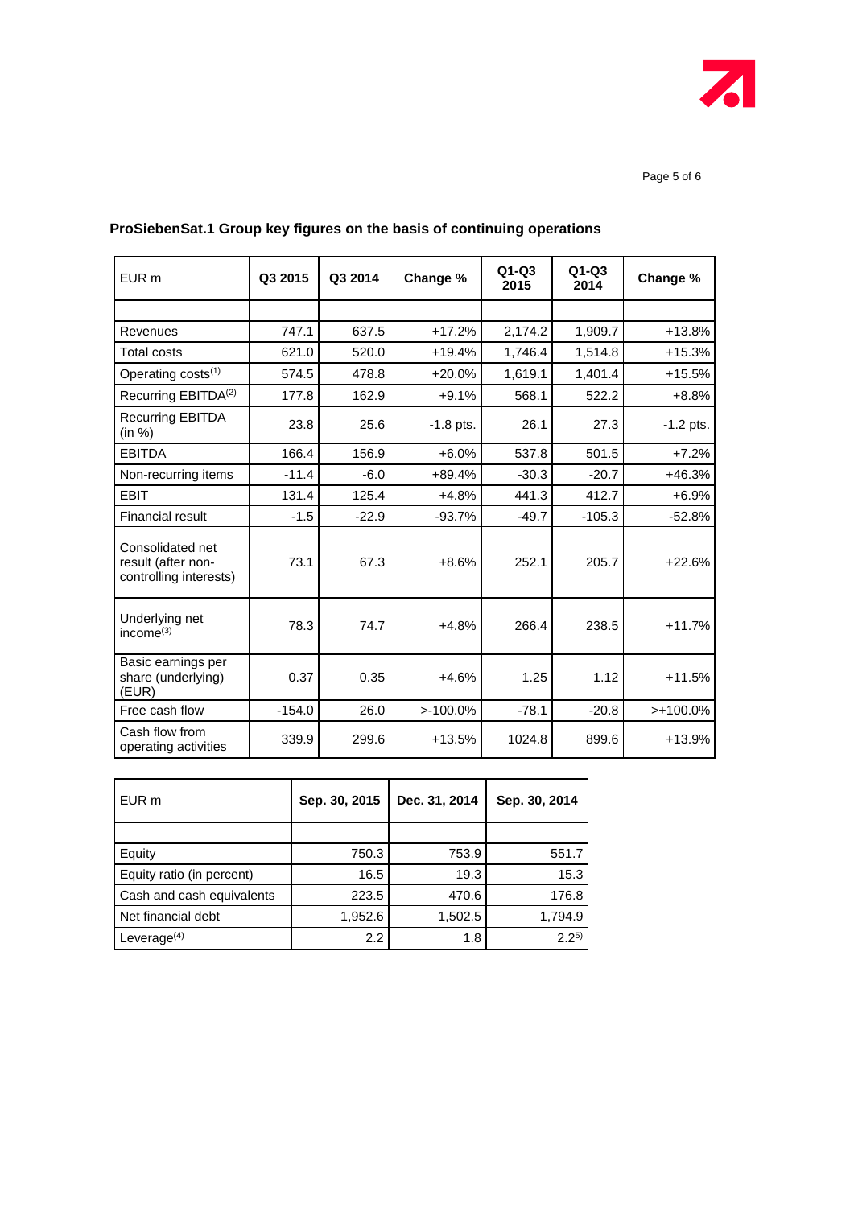## ProSiebenSat.1 Group key figures on the basis of continuing operations

| EUR m | Q3 2015 | Q3 2014 | Change % | Q1-Q3 2015 | Q1-Q3 2014 | Change % |
|---|---|---|---|---|---|---|
| | | | | | | |
| Revenues | 747.1 | 637.5 | +17.2% | 2,174.2 | 1,909.7 | +13.8% |
| Total costs | 621.0 | 520.0 | +19.4% | 1,746.4 | 1,514.8 | +15.3% |
| Operating costs[(1)] | 574.5 | 478.8 | +20.0% | 1,619.1 | 1,401.4 | +15.5% |
| Recurring EBITDA[(2)] | 177.8 | 162.9 | +9.1% | 568.1 | 522.2 | +8.8% |
| Recurring EBITDA (in %) | 23.8 | 25.6 | -1.8 pts. | 26.1 | 27.3 | -1.2 pts. |
| EBITDA | 166.4 | 156.9 | +6.0% | 537.8 | 501.5 | +7.2% |
| Non-recurring items | -11.4 | -6.0 | +89.4% | -30.3 | -20.7 | +46.3% |
| EBIT | 131.4 | 125.4 | +4.8% | 441.3 | 412.7 | +6.9% |
| Financial result | -1.5 | -22.9 | -93.7% | -49.7 | -105.3 | -52.8% |
| Consolidated net result (after non-controlling interests) | 73.1 | 67.3 | +8.6% | 252.1 | 205.7 | +22.6% |
| Underlying net income[(3)] | 78.3 | 74.7 | +4.8% | 266.4 | 238.5 | +11.7% |
| Basic earnings per share (underlying) (EUR) | 0.37 | 0.35 | +4.6% | 1.25 | 1.12 | +11.5% |
| Free cash flow | -154.0 | 26.0 | >-100.0% | -78.1 | -20.8 | >+100.0% |
| Cash flow from operating activities | 339.9 | 299.6 | +13.5% | 1024.8 | 899.6 | +13.9% |

| EUR m | Sep. 30, 2015 | Dec. 31, 2014 | Sep. 30, 2014 |
|---|---|---|---|
| | | | |
| Equity | 750.3 | 753.9 | 551.7 |
| Equity ratio (in percent) | 16.5 | 19.3 | 15.3 |
| Cash and cash equivalents | 223.5 | 470.6 | 176.8 |
| Net financial debt | 1,952.6 | 1,502.5 | 1,794.9 |
| Leverage[(4)] | 2.2 | 1.8 | 2.2[5)] |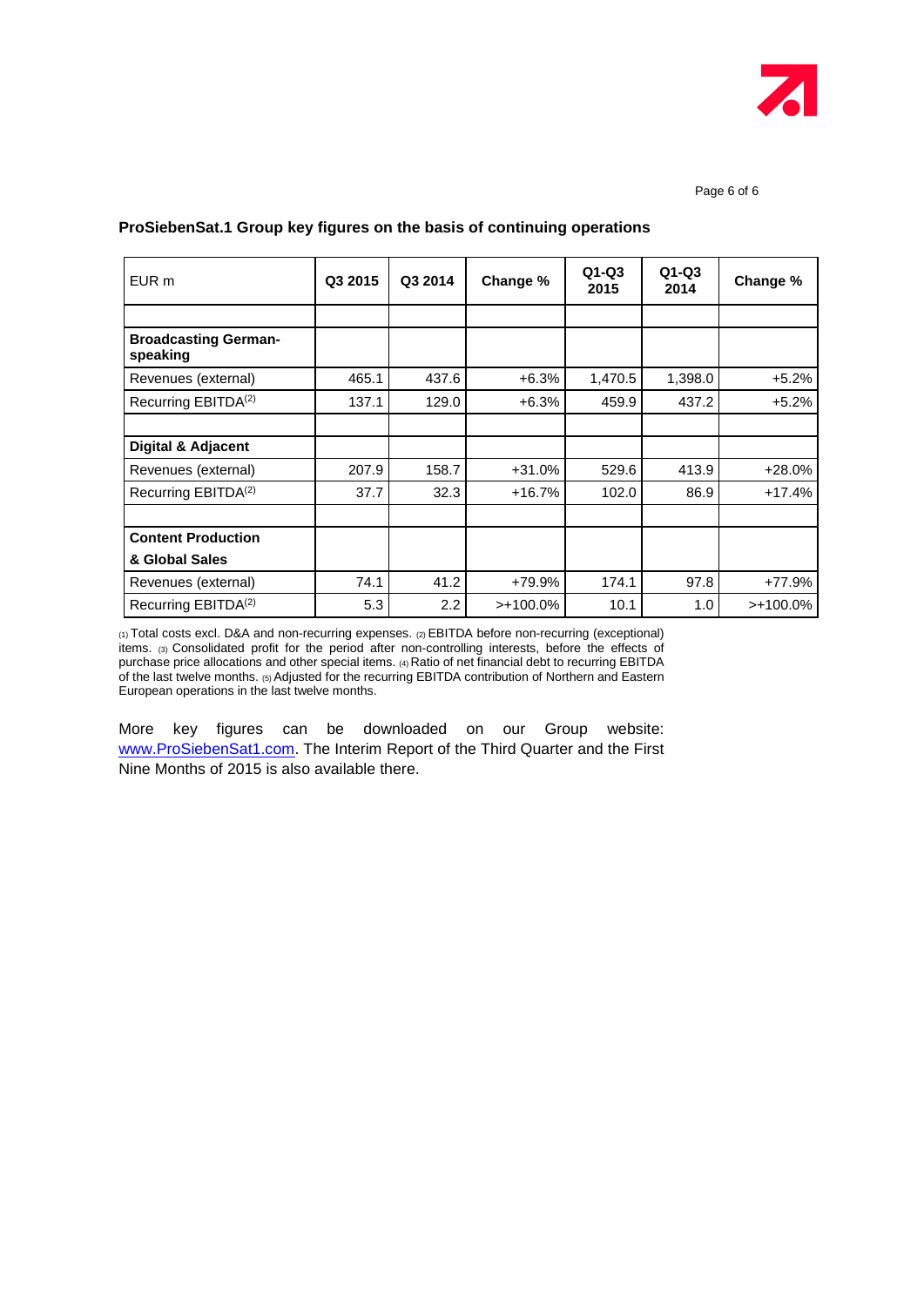**ProSiebenSat.1 Group key figures on the basis of continuing operations**

| EUR m | Q3 2015 | Q3 2014 | Change % | Q1-Q3 2015 | Q1-Q3 2014 | Change % |
|---|---|---|---|---|---|---|
| | | | | | | |
| **Broadcasting German-speaking** | | | | | | |
| Revenues (external) | 465.1 | 437.6 | +6.3% | 1,470.5 | 1,398.0 | +5.2% |
| Recurring EBITDA(2) | 137.1 | 129.0 | +6.3% | 459.9 | 437.2 | +5.2% |
| | | | | | | |
| **Digital & Adjacent** | | | | | | |
| Revenues (external) | 207.9 | 158.7 | +31.0% | 529.6 | 413.9 | +28.0% |
| Recurring EBITDA(2) | 37.7 | 32.3 | +16.7% | 102.0 | 86.9 | +17.4% |
| | | | | | | |
| **Content Production & Global Sales** | | | | | | |
| Revenues (external) | 74.1 | 41.2 | +79.9% | 174.1 | 97.8 | +77.9% |
| Recurring EBITDA(2) | 5.3 | 2.2 | >+100.0% | 10.1 | 1.0 | >+100.0% |

(1) Total costs excl. D&A and non-recurring expenses. (2) EBITDA before non-recurring (exceptional) items. (3) Consolidated profit for the period after non-controlling interests, before the effects of purchase price allocations and other special items. (4) Ratio of net financial debt to recurring EBITDA of the last twelve months. (5) Adjusted for the recurring EBITDA contribution of Northern and Eastern European operations in the last twelve months.

More key figures can be downloaded on our Group website: www.ProSiebenSat1.com. The Interim Report of the Third Quarter and the First Nine Months of 2015 is also available there.